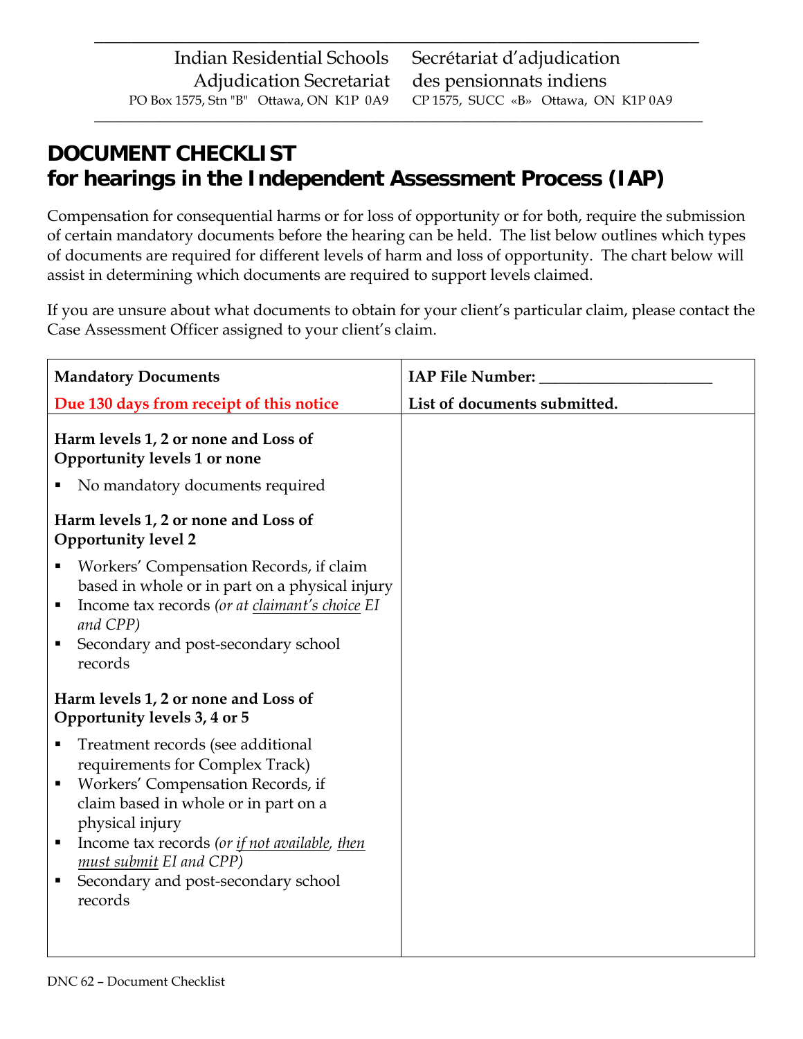Indian Residential Schools Adjudication Secretariat
PO Box 1575, Stn "B" Ottawa, ON K1P 0A9

Secrétariat d'adjudication des pensionnats indiens
CP 1575, SUCC «B» Ottawa, ON K1P 0A9

# DOCUMENT CHECKLIST for hearings in the Independent Assessment Process (IAP)

Compensation for consequential harms or for loss of opportunity or for both, require the submission of certain mandatory documents before the hearing can be held. The list below outlines which types of documents are required for different levels of harm and loss of opportunity. The chart below will assist in determining which documents are required to support levels claimed.

If you are unsure about what documents to obtain for your client's particular claim, please contact the Case Assessment Officer assigned to your client's claim.

| **Mandatory Documents**<br>**Due 130 days from receipt of this notice** | **IAP File Number: ____________________**<br>**List of documents submitted.** |
|---|---|
| **Harm levels 1, 2 or none and Loss of Opportunity levels 1 or none**<br>▪ No mandatory documents required<br><br>**Harm levels 1, 2 or none and Loss of Opportunity level 2**<br>▪ Workers' Compensation Records, if claim based in whole or in part on a physical injury<br>▪ Income tax records *(or at claimant's choice EI and CPP)*<br>▪ Secondary and post-secondary school records<br><br>**Harm levels 1, 2 or none and Loss of Opportunity levels 3, 4 or 5**<br>▪ Treatment records (see additional requirements for Complex Track)<br>▪ Workers' Compensation Records, if claim based in whole or in part on a physical injury<br>▪ Income tax records *(or if not available, then must submit EI and CPP)*<br>▪ Secondary and post-secondary school records | |

DNC 62 – Document Checklist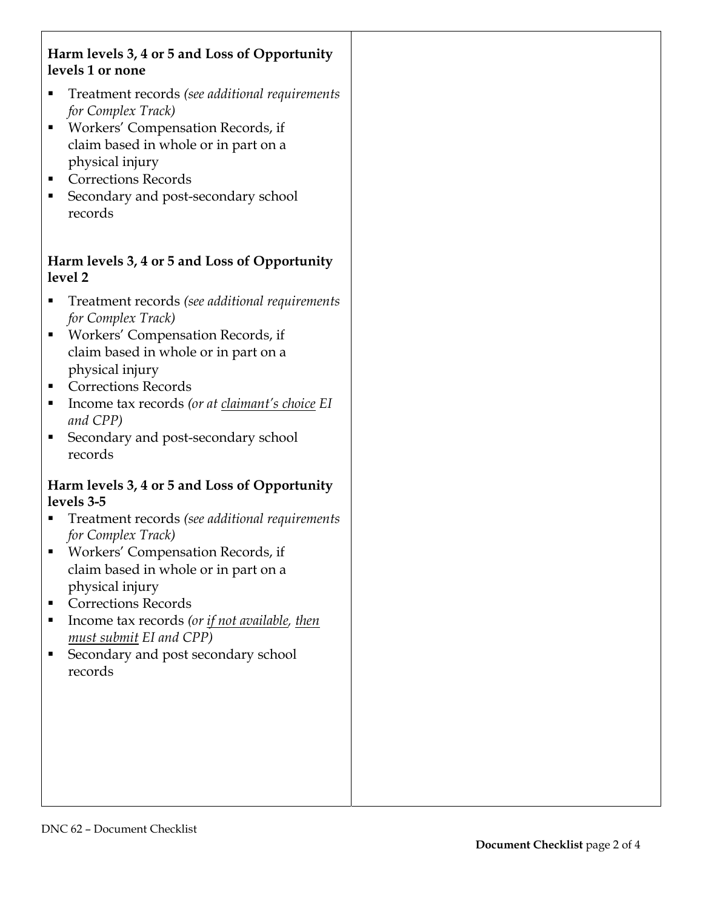**Harm levels 3, 4 or 5 and Loss of Opportunity levels 1 or none**

- Treatment records *(see additional requirements for Complex Track)*
- Workers' Compensation Records, if claim based in whole or in part on a physical injury
- Corrections Records
- Secondary and post-secondary school records

**Harm levels 3, 4 or 5 and Loss of Opportunity level 2**

- Treatment records *(see additional requirements for Complex Track)*
- Workers' Compensation Records, if claim based in whole or in part on a physical injury
- Corrections Records
- Income tax records *(or at <u>claimant's choice</u> EI and CPP)*
- Secondary and post-secondary school records

**Harm levels 3, 4 or 5 and Loss of Opportunity levels 3-5**

- Treatment records *(see additional requirements for Complex Track)*
- Workers' Compensation Records, if claim based in whole or in part on a physical injury
- Corrections Records
- Income tax records *(or <u>if not available</u>, <u>then must submit</u> EI and CPP)*
- Secondary and post secondary school records

DNC 62 – Document Checklist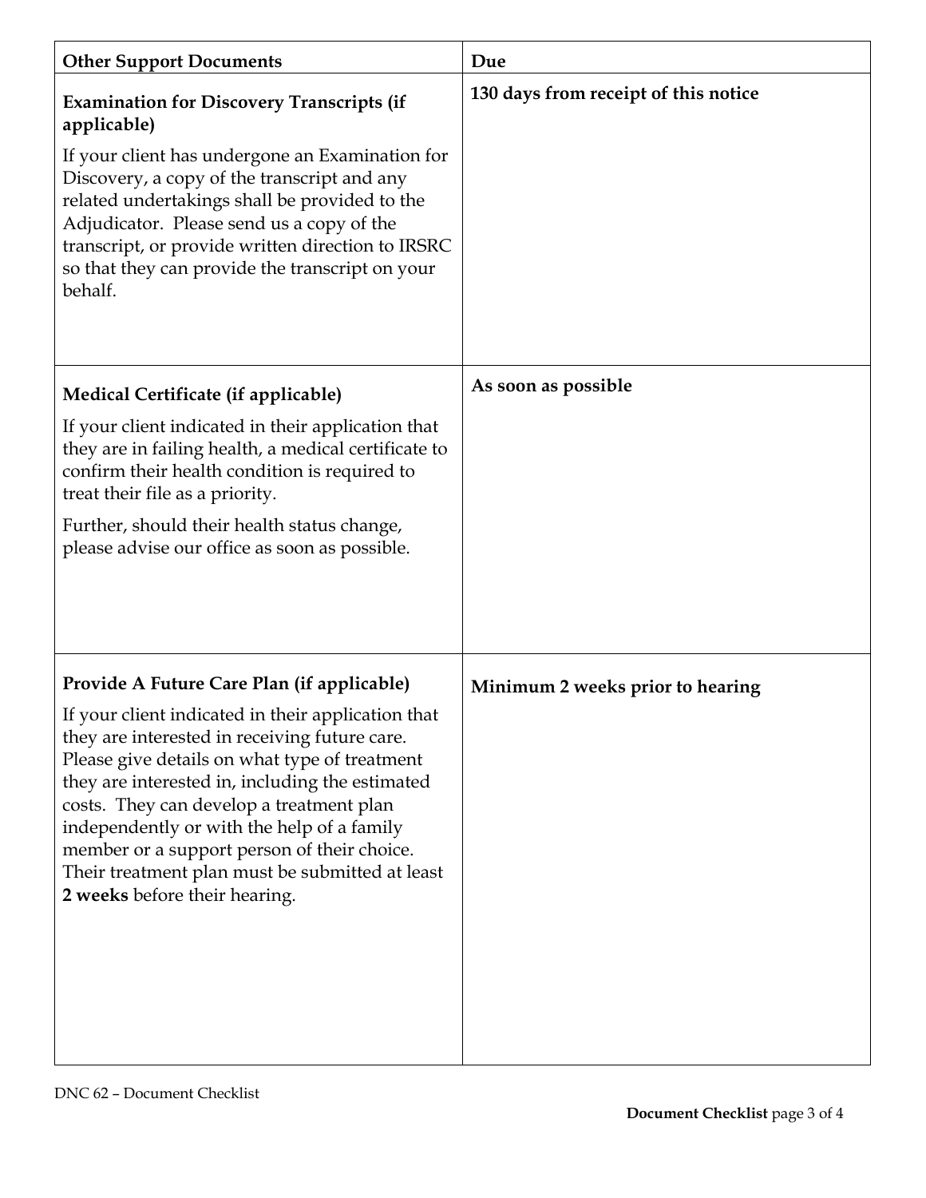| Other Support Documents | Due |
|---|---|
| **Examination for Discovery Transcripts (if applicable)**<br><br>If your client has undergone an Examination for Discovery, a copy of the transcript and any related undertakings shall be provided to the Adjudicator. Please send us a copy of the transcript, or provide written direction to IRSRC so that they can provide the transcript on your behalf. | **130 days from receipt of this notice** |
| **Medical Certificate (if applicable)**<br><br>If your client indicated in their application that they are in failing health, a medical certificate to confirm their health condition is required to treat their file as a priority.<br><br>Further, should their health status change, please advise our office as soon as possible. | **As soon as possible** |
| **Provide A Future Care Plan (if applicable)**<br><br>If your client indicated in their application that they are interested in receiving future care. Please give details on what type of treatment they are interested in, including the estimated costs. They can develop a treatment plan independently or with the help of a family member or a support person of their choice. Their treatment plan must be submitted at least **2 weeks** before their hearing. | **Minimum 2 weeks prior to hearing** |

DNC 62 – Document Checklist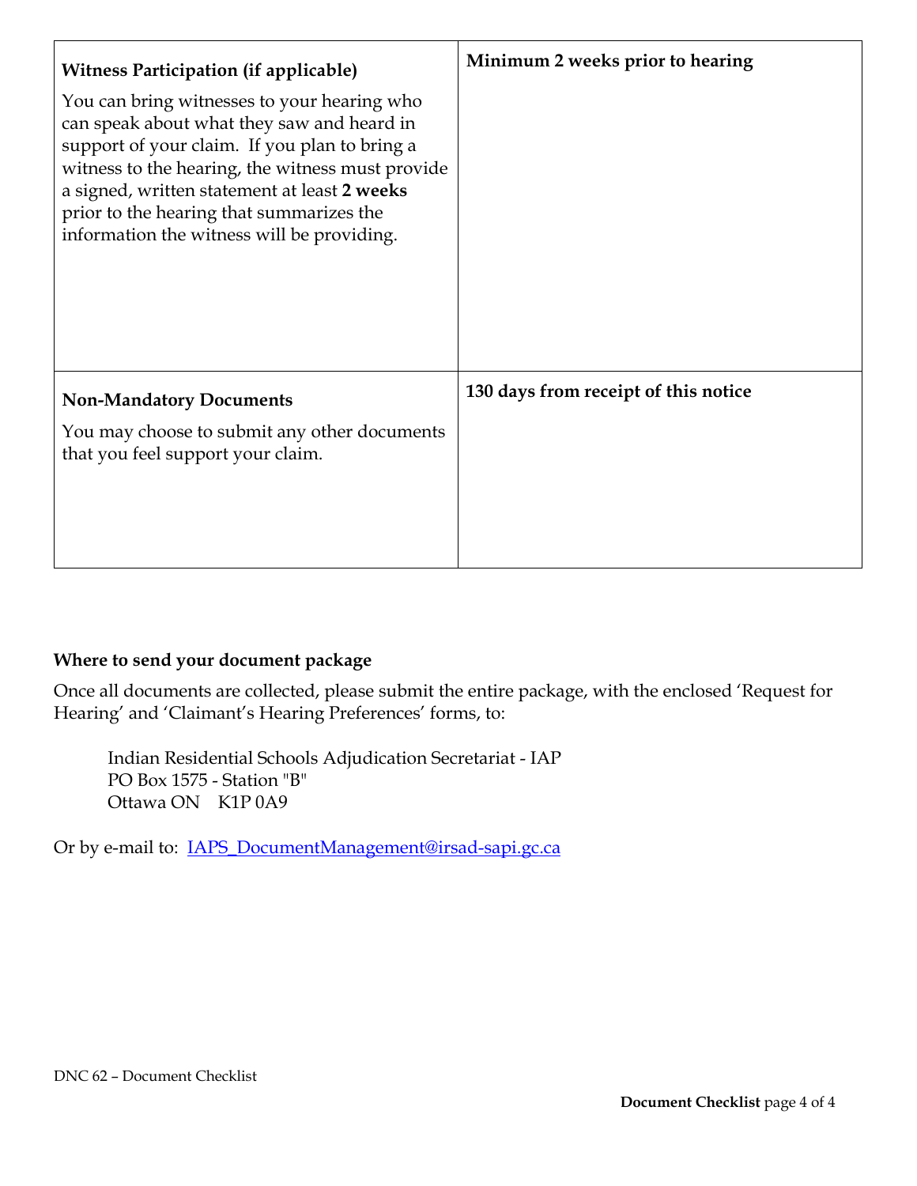| | |
|---|---|
| **Witness Participation (if applicable)**<br><br>You can bring witnesses to your hearing who can speak about what they saw and heard in support of your claim. If you plan to bring a witness to the hearing, the witness must provide a signed, written statement at least **2 weeks** prior to the hearing that summarizes the information the witness will be providing. | **Minimum 2 weeks prior to hearing** |
| **Non-Mandatory Documents**<br><br>You may choose to submit any other documents that you feel support your claim. | **130 days from receipt of this notice** |

**Where to send your document package**

Once all documents are collected, please submit the entire package, with the enclosed 'Request for Hearing' and 'Claimant's Hearing Preferences' forms, to:

Indian Residential Schools Adjudication Secretariat - IAP
PO Box 1575 - Station "B"
Ottawa ON K1P 0A9

Or by e-mail to: IAPS_DocumentManagement@irsad-sapi.gc.ca

DNC 62 – Document Checklist